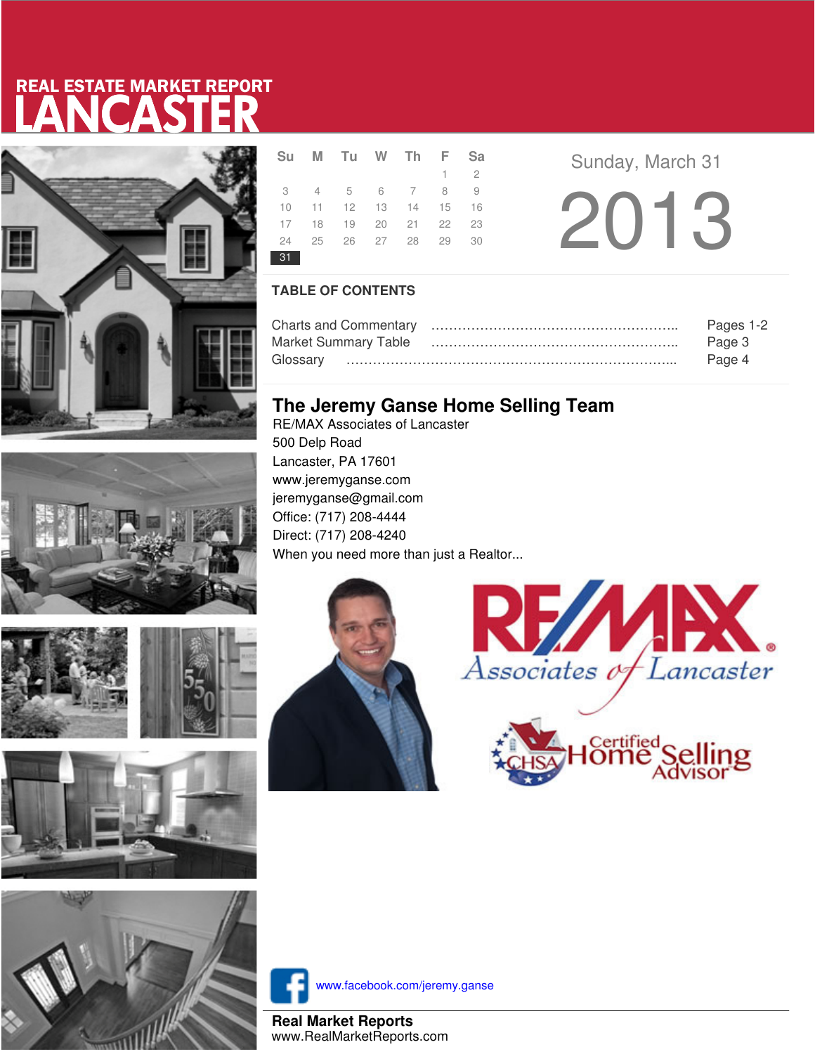# REAL ESTATE MARKET REPORT
# LANCASTER

| Su | M | Tu | W | Th | F | Sa |
|---|---|---|---|---|---|---|
| | | | | | 1 | 2 |
| 3 | 4 | 5 | 6 | 7 | 8 | 9 |
| 10 | 11 | 12 | 13 | 14 | 15 | 16 |
| 17 | 18 | 19 | 20 | 21 | 22 | 23 |
| 24 | 25 | 26 | 27 | 28 | 29 | 30 |
| **31** | | | | | | |

Sunday, March 31

# 2013

## TABLE OF CONTENTS

| | |
|---|---|
| Charts and Commentary | Pages 1-2 |
| Market Summary Table | Page 3 |
| Glossary | Page 4 |

## The Jeremy Ganse Home Selling Team

RE/MAX Associates of Lancaster
500 Delp Road
Lancaster, PA 17601
www.jeremyganse.com
jeremyganse@gmail.com
Office: (717) 208-4444
Direct: (717) 208-4240
When you need more than just a Realtor...

RE/MAX Associates of Lancaster

CHSA Certified Home Selling Advisor

www.facebook.com/jeremy.ganse

**Real Market Reports**
www.RealMarketReports.com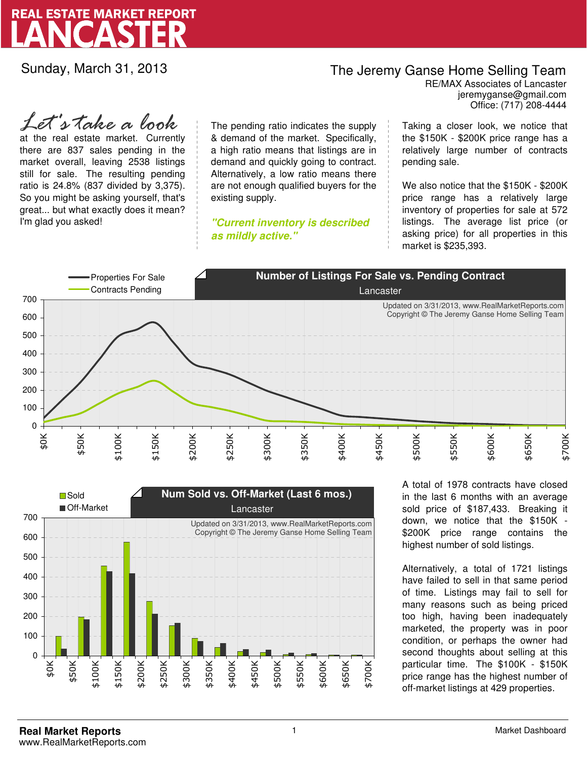# REAL ESTATE MARKET REPORT
# LANCASTER

Sunday, March 31, 2013

## The Jeremy Ganse Home Selling Team

RE/MAX Associates of Lancaster
jeremyganse@gmail.com
Office: (717) 208-4444

*Let's take a look* at the real estate market. Currently there are 837 sales pending in the market overall, leaving 2538 listings still for sale. The resulting pending ratio is 24.8% (837 divided by 3,375). So you might be asking yourself, that's great... but what exactly does it mean? I'm glad you asked!

The pending ratio indicates the supply & demand of the market. Specifically, a high ratio means that listings are in demand and quickly going to contract. Alternatively, a low ratio means there are not enough qualified buyers for the existing supply.

***"Current inventory is described as mildly active."***

Taking a closer look, we notice that the $150K - $200K price range has a relatively large number of contracts pending sale.

We also notice that the $150K - $200K price range has a relatively large inventory of properties for sale at 572 listings. The average list price (or asking price) for all properties in this market is $235,393.

**Number of Listings For Sale vs. Pending Contract**
Lancaster

Properties For Sale
Contracts Pending

Updated on 3/31/2013, www.RealMarketReports.com
Copyright © The Jeremy Ganse Home Selling Team

**Num Sold vs. Off-Market (Last 6 mos.)**
Lancaster

Sold
Off-Market

Updated on 3/31/2013, www.RealMarketReports.com
Copyright © The Jeremy Ganse Home Selling Team

A total of 1978 contracts have closed in the last 6 months with an average sold price of $187,433. Breaking it down, we notice that the $150K - $200K price range contains the highest number of sold listings.

Alternatively, a total of 1721 listings have failed to sell in that same period of time. Listings may fail to sell for many reasons such as being priced too high, having been inadequately marketed, the property was in poor condition, or perhaps the owner had second thoughts about selling at this particular time. The $100K - $150K price range has the highest number of off-market listings at 429 properties.

**Real Market Reports**
www.RealMarketReports.com

Market Dashboard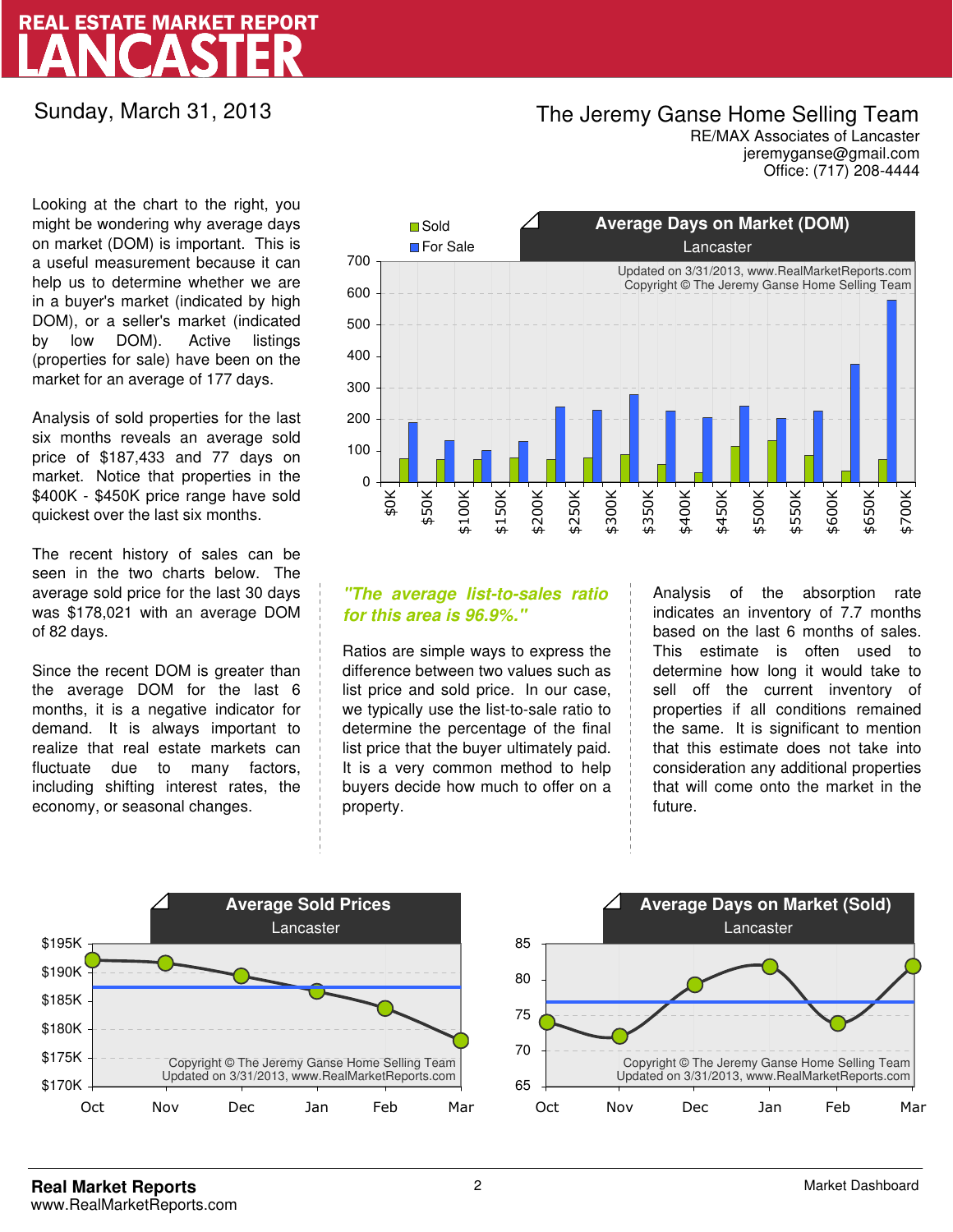# REAL ESTATE MARKET REPORT
# LANCASTER

Sunday, March 31, 2013

**The Jeremy Ganse Home Selling Team**
RE/MAX Associates of Lancaster
jeremyganse@gmail.com
Office: (717) 208-4444

Looking at the chart to the right, you might be wondering why average days on market (DOM) is important. This is a useful measurement because it can help us to determine whether we are in a buyer's market (indicated by high DOM), or a seller's market (indicated by low DOM). Active listings (properties for sale) have been on the market for an average of 177 days.

Analysis of sold properties for the last six months reveals an average sold price of $187,433 and 77 days on market. Notice that properties in the $400K - $450K price range have sold quickest over the last six months.

The recent history of sales can be seen in the two charts below. The average sold price for the last 30 days was $178,021 with an average DOM of 82 days.

Since the recent DOM is greater than the average DOM for the last 6 months, it is a negative indicator for demand. It is always important to realize that real estate markets can fluctuate due to many factors, including shifting interest rates, the economy, or seasonal changes.

**Average Days on Market (DOM)**
Lancaster

Updated on 3/31/2013, www.RealMarketReports.com
Copyright © The Jeremy Ganse Home Selling Team

***"The average list-to-sales ratio for this area is 96.9%."***

Ratios are simple ways to express the difference between two values such as list price and sold price. In our case, we typically use the list-to-sale ratio to determine the percentage of the final list price that the buyer ultimately paid. It is a very common method to help buyers decide how much to offer on a property.

Analysis of the absorption rate indicates an inventory of 7.7 months based on the last 6 months of sales. This estimate is often used to determine how long it would take to sell off the current inventory of properties if all conditions remained the same. It is significant to mention that this estimate does not take into consideration any additional properties that will come onto the market in the future.

**Average Sold Prices**
Lancaster

Copyright © The Jeremy Ganse Home Selling Team
Updated on 3/31/2013, www.RealMarketReports.com

**Average Days on Market (Sold)**
Lancaster

Copyright © The Jeremy Ganse Home Selling Team
Updated on 3/31/2013, www.RealMarketReports.com

**Real Market Reports**
www.RealMarketReports.com

Market Dashboard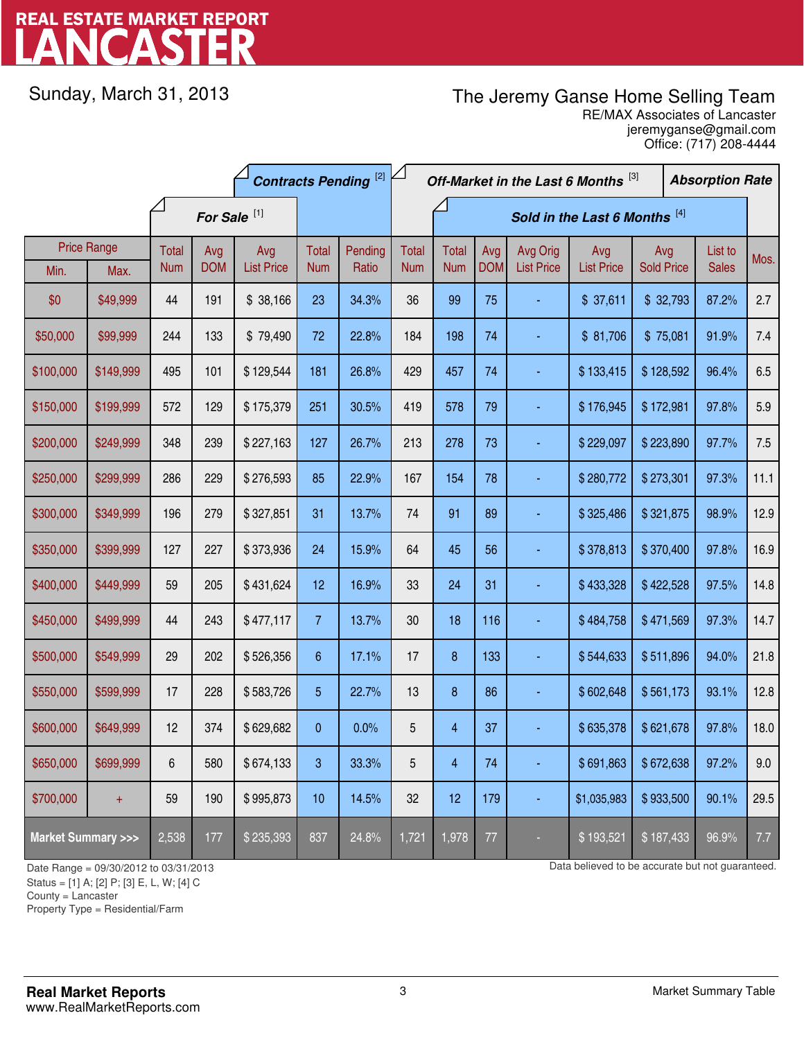# REAL ESTATE MARKET REPORT LANCASTER

Sunday, March 31, 2013

The Jeremy Ganse Home Selling Team
RE/MAX Associates of Lancaster
jeremyganse@gmail.com
Office: (717) 208-4444

| Price Range | | For Sale [1] | | | Contracts Pending [2] | | Off-Market in the Last 6 Months [3] | Sold in the Last 6 Months [4] | | | | | | Absorption Rate |
|---|---|---|---|---|---|---|---|---|---|---|---|---|---|---|
| Min. | Max. | Total Num | Avg DOM | Avg List Price | Total Num | Pending Ratio | Total Num | Total Num | Avg DOM | Avg Orig List Price | Avg List Price | Avg Sold Price | List to Sales | Mos. |
| $0 | $49,999 | 44 | 191 | $ 38,166 | 23 | 34.3% | 36 | 99 | 75 | - | $ 37,611 | $ 32,793 | 87.2% | 2.7 |
| $50,000 | $99,999 | 244 | 133 | $ 79,490 | 72 | 22.8% | 184 | 198 | 74 | - | $ 81,706 | $ 75,081 | 91.9% | 7.4 |
| $100,000 | $149,999 | 495 | 101 | $ 129,544 | 181 | 26.8% | 429 | 457 | 74 | - | $ 133,415 | $ 128,592 | 96.4% | 6.5 |
| $150,000 | $199,999 | 572 | 129 | $ 175,379 | 251 | 30.5% | 419 | 578 | 79 | - | $ 176,945 | $ 172,981 | 97.8% | 5.9 |
| $200,000 | $249,999 | 348 | 239 | $ 227,163 | 127 | 26.7% | 213 | 278 | 73 | - | $ 229,097 | $ 223,890 | 97.7% | 7.5 |
| $250,000 | $299,999 | 286 | 229 | $ 276,593 | 85 | 22.9% | 167 | 154 | 78 | - | $ 280,772 | $ 273,301 | 97.3% | 11.1 |
| $300,000 | $349,999 | 196 | 279 | $ 327,851 | 31 | 13.7% | 74 | 91 | 89 | - | $ 325,486 | $ 321,875 | 98.9% | 12.9 |
| $350,000 | $399,999 | 127 | 227 | $ 373,936 | 24 | 15.9% | 64 | 45 | 56 | - | $ 378,813 | $ 370,400 | 97.8% | 16.9 |
| $400,000 | $449,999 | 59 | 205 | $ 431,624 | 12 | 16.9% | 33 | 24 | 31 | - | $ 433,328 | $ 422,528 | 97.5% | 14.8 |
| $450,000 | $499,999 | 44 | 243 | $ 477,117 | 7 | 13.7% | 30 | 18 | 116 | - | $ 484,758 | $ 471,569 | 97.3% | 14.7 |
| $500,000 | $549,999 | 29 | 202 | $ 526,356 | 6 | 17.1% | 17 | 8 | 133 | - | $ 544,633 | $ 511,896 | 94.0% | 21.8 |
| $550,000 | $599,999 | 17 | 228 | $ 583,726 | 5 | 22.7% | 13 | 8 | 86 | - | $ 602,648 | $ 561,173 | 93.1% | 12.8 |
| $600,000 | $649,999 | 12 | 374 | $ 629,682 | 0 | 0.0% | 5 | 4 | 37 | - | $ 635,378 | $ 621,678 | 97.8% | 18.0 |
| $650,000 | $699,999 | 6 | 580 | $ 674,133 | 3 | 33.3% | 5 | 4 | 74 | - | $ 691,863 | $ 672,638 | 97.2% | 9.0 |
| $700,000 | + | 59 | 190 | $ 995,873 | 10 | 14.5% | 32 | 12 | 179 | - | $1,035,983 | $ 933,500 | 90.1% | 29.5 |
| Market Summary >>> | | 2,538 | 177 | $ 235,393 | 837 | 24.8% | 1,721 | 1,978 | 77 | - | $ 193,521 | $ 187,433 | 96.9% | 7.7 |

Date Range = 09/30/2012 to 03/31/2013
Status = [1] A; [2] P; [3] E, L, W; [4] C
County = Lancaster
Property Type = Residential/Farm

Data believed to be accurate but not guaranteed.

**Real Market Reports**
www.RealMarketReports.com

Market Summary Table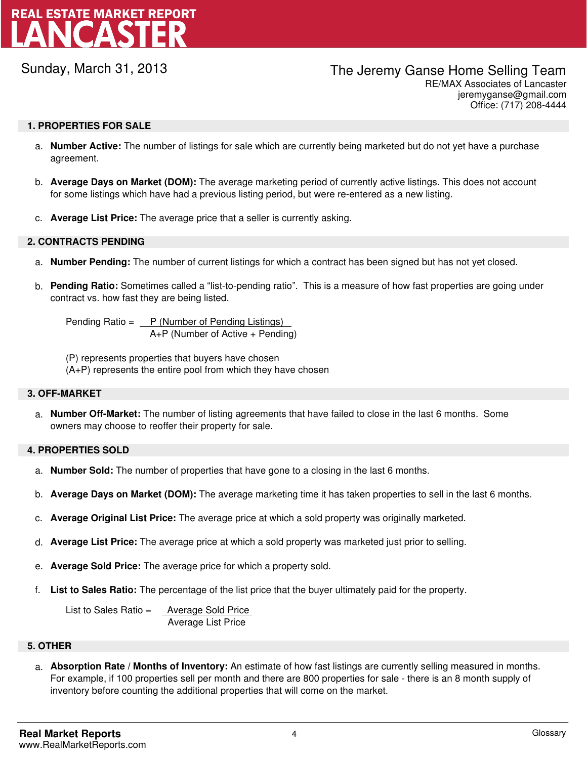# REAL ESTATE MARKET REPORT LANCASTER

Sunday, March 31, 2013

The Jeremy Ganse Home Selling Team
RE/MAX Associates of Lancaster
jeremyganse@gmail.com
Office: (717) 208-4444

## 1. PROPERTIES FOR SALE

a. **Number Active:** The number of listings for sale which are currently being marketed but do not yet have a purchase agreement.

b. **Average Days on Market (DOM):** The average marketing period of currently active listings. This does not account for some listings which have had a previous listing period, but were re-entered as a new listing.

c. **Average List Price:** The average price that a seller is currently asking.

## 2. CONTRACTS PENDING

a. **Number Pending:** The number of current listings for which a contract has been signed but has not yet closed.

b. **Pending Ratio:** Sometimes called a "list-to-pending ratio". This is a measure of how fast properties are going under contract vs. how fast they are being listed.

$$\text{Pending Ratio} = \frac{\text{P (Number of Pending Listings)}}{\text{A+P (Number of Active + Pending)}}$$

(P) represents properties that buyers have chosen
(A+P) represents the entire pool from which they have chosen

## 3. OFF-MARKET

a. **Number Off-Market:** The number of listing agreements that have failed to close in the last 6 months. Some owners may choose to reoffer their property for sale.

## 4. PROPERTIES SOLD

a. **Number Sold:** The number of properties that have gone to a closing in the last 6 months.

b. **Average Days on Market (DOM):** The average marketing time it has taken properties to sell in the last 6 months.

c. **Average Original List Price:** The average price at which a sold property was originally marketed.

d. **Average List Price:** The average price at which a sold property was marketed just prior to selling.

e. **Average Sold Price:** The average price for which a property sold.

f. **List to Sales Ratio:** The percentage of the list price that the buyer ultimately paid for the property.

$$\text{List to Sales Ratio} = \frac{\text{Average Sold Price}}{\text{Average List Price}}$$

## 5. OTHER

a. **Absorption Rate / Months of Inventory:** An estimate of how fast listings are currently selling measured in months. For example, if 100 properties sell per month and there are 800 properties for sale - there is an 8 month supply of inventory before counting the additional properties that will come on the market.